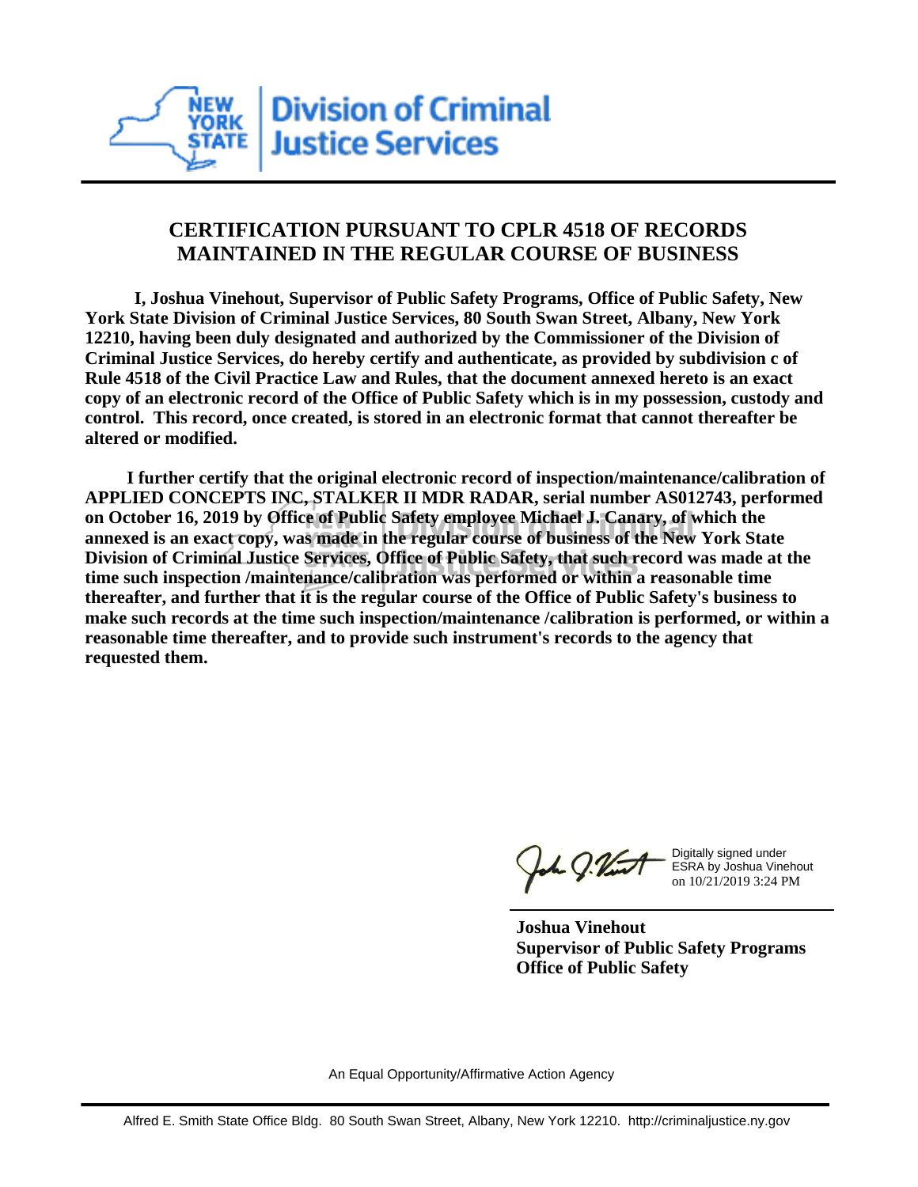Division of Criminal Justice Services

## CERTIFICATION PURSUANT TO CPLR 4518 OF RECORDS MAINTAINED IN THE REGULAR COURSE OF BUSINESS

**I, Joshua Vinehout, Supervisor of Public Safety Programs, Office of Public Safety, New York State Division of Criminal Justice Services, 80 South Swan Street, Albany, New York 12210, having been duly designated and authorized by the Commissioner of the Division of Criminal Justice Services, do hereby certify and authenticate, as provided by subdivision c of Rule 4518 of the Civil Practice Law and Rules, that the document annexed hereto is an exact copy of an electronic record of the Office of Public Safety which is in my possession, custody and control. This record, once created, is stored in an electronic format that cannot thereafter be altered or modified.**

**I further certify that the original electronic record of inspection/maintenance/calibration of APPLIED CONCEPTS INC, STALKER II MDR RADAR, serial number AS012743, performed on October 16, 2019 by Office of Public Safety employee Michael J. Canary, of which the annexed is an exact copy, was made in the regular course of business of the New York State Division of Criminal Justice Services, Office of Public Safety, that such record was made at the time such inspection /maintenance/calibration was performed or within a reasonable time thereafter, and further that it is the regular course of the Office of Public Safety's business to make such records at the time such inspection/maintenance /calibration is performed, or within a reasonable time thereafter, and to provide such instrument's records to the agency that requested them.**

Digitally signed under ESRA by Joshua Vinehout on 10/21/2019 3:24 PM

**Joshua Vinehout**
**Supervisor of Public Safety Programs**
**Office of Public Safety**

An Equal Opportunity/Affirmative Action Agency

Alfred E. Smith State Office Bldg. 80 South Swan Street, Albany, New York 12210. http://criminaljustice.ny.gov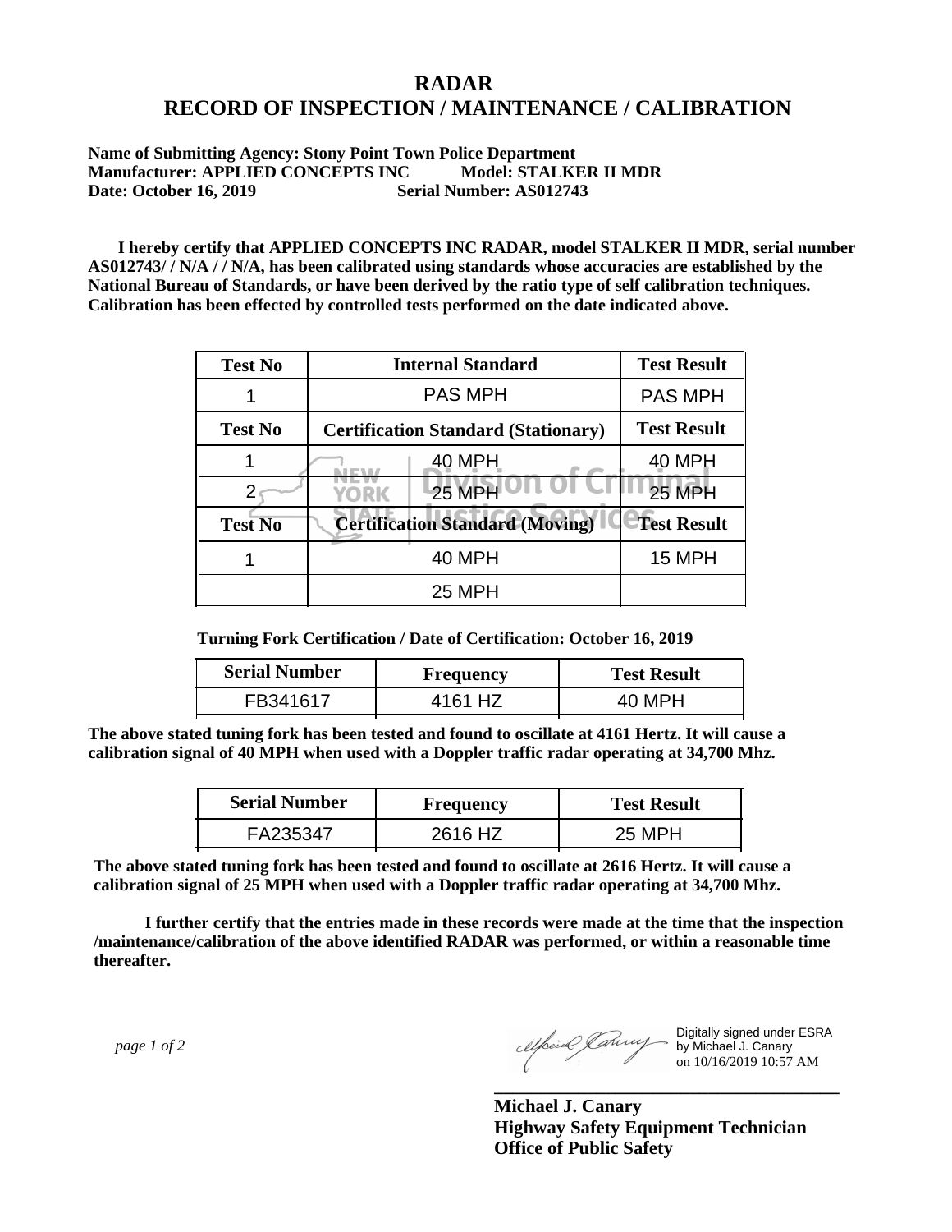# RADAR
# RECORD OF INSPECTION / MAINTENANCE / CALIBRATION

**Name of Submitting Agency: Stony Point Town Police Department**
**Manufacturer: APPLIED CONCEPTS INC Model: STALKER II MDR**
**Date: October 16, 2019 Serial Number: AS012743**

**I hereby certify that APPLIED CONCEPTS INC RADAR, model STALKER II MDR, serial number AS012743/ / N/A / / N/A, has been calibrated using standards whose accuracies are established by the National Bureau of Standards, or have been derived by the ratio type of self calibration techniques. Calibration has been effected by controlled tests performed on the date indicated above.**

| Test No | Internal Standard | Test Result |
|---|---|---|
| 1 | PAS MPH | PAS MPH |
| **Test No** | **Certification Standard (Stationary)** | **Test Result** |
| 1 | 40 MPH | 40 MPH |
| 2 | 25 MPH | 25 MPH |
| **Test No** | **Certification Standard (Moving)** | **Test Result** |
| 1 | 40 MPH | 15 MPH |
| | 25 MPH | |

**Turning Fork Certification / Date of Certification: October 16, 2019**

| Serial Number | Frequency | Test Result |
|---|---|---|
| FB341617 | 4161 HZ | 40 MPH |

**The above stated tuning fork has been tested and found to oscillate at 4161 Hertz. It will cause a calibration signal of 40 MPH when used with a Doppler traffic radar operating at 34,700 Mhz.**

| Serial Number | Frequency | Test Result |
|---|---|---|
| FA235347 | 2616 HZ | 25 MPH |

**The above stated tuning fork has been tested and found to oscillate at 2616 Hertz. It will cause a calibration signal of 25 MPH when used with a Doppler traffic radar operating at 34,700 Mhz.**

**I further certify that the entries made in these records were made at the time that the inspection /maintenance/calibration of the above identified RADAR was performed, or within a reasonable time thereafter.**

Digitally signed under ESRA by Michael J. Canary on 10/16/2019 10:57 AM

**Michael J. Canary**
**Highway Safety Equipment Technician**
**Office of Public Safety**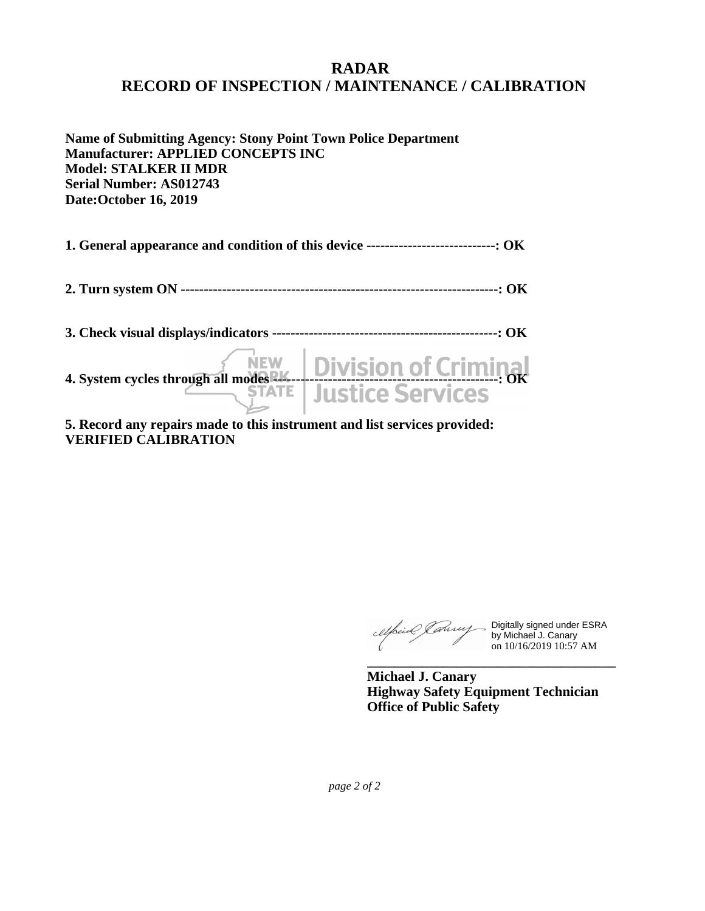# RADAR
# RECORD OF INSPECTION / MAINTENANCE / CALIBRATION

**Name of Submitting Agency: Stony Point Town Police Department**
**Manufacturer: APPLIED CONCEPTS INC**
**Model: STALKER II MDR**
**Serial Number: AS012743**
**Date:October 16, 2019**

**1. General appearance and condition of this device ----------------------------: OK**

**2. Turn system ON -------------------------------------------------------------------: OK**

**3. Check visual displays/indicators -------------------------------------------------: OK**

**4. System cycles through all modes -------------------------------------------------: OK**

**5. Record any repairs made to this instrument and list services provided:**
**VERIFIED CALIBRATION**

Digitally signed under ESRA by Michael J. Canary on 10/16/2019 10:57 AM

**Michael J. Canary**
**Highway Safety Equipment Technician**
**Office of Public Safety**